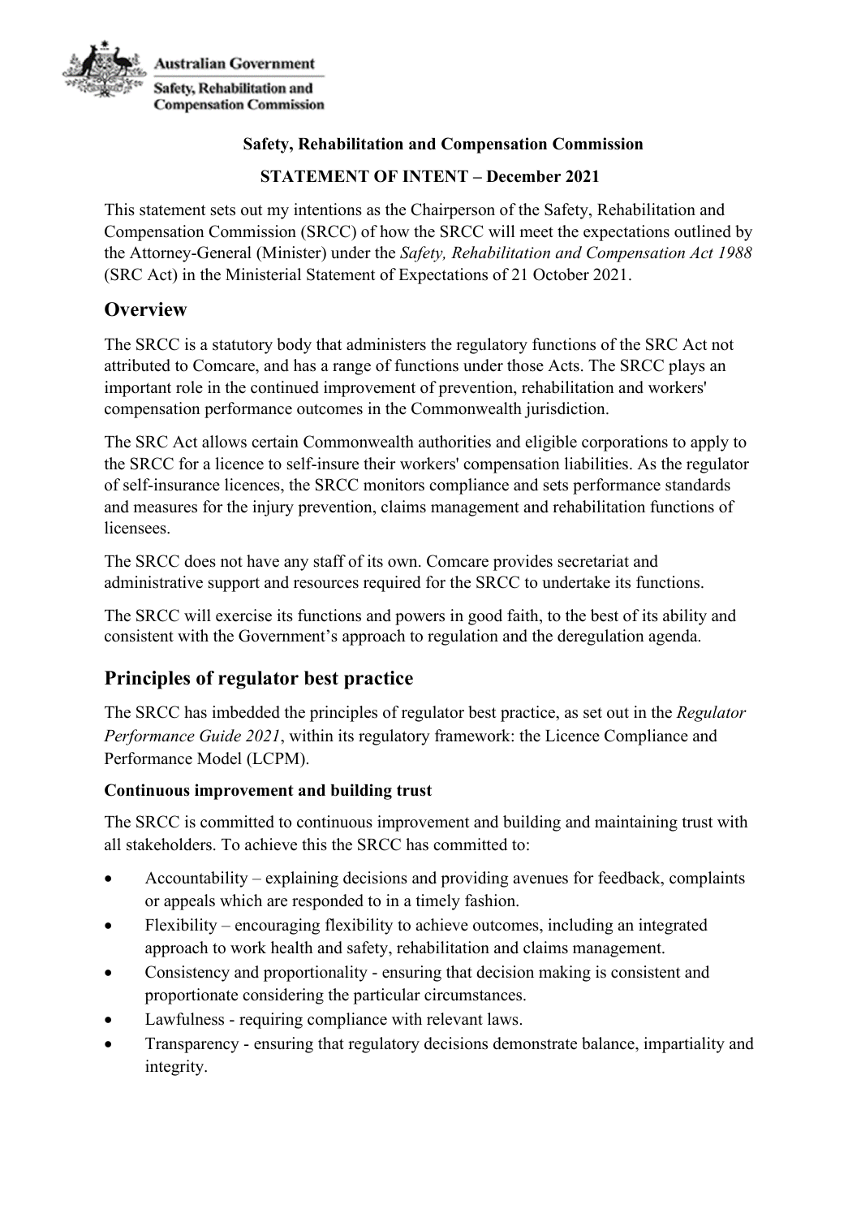Australian Government

Safety, Rehabilitation and Compensation Commission

**Safety, Rehabilitation and Compensation Commission**

**STATEMENT OF INTENT – December 2021**

This statement sets out my intentions as the Chairperson of the Safety, Rehabilitation and Compensation Commission (SRCC) of how the SRCC will meet the expectations outlined by the Attorney-General (Minister) under the *Safety, Rehabilitation and Compensation Act 1988* (SRC Act) in the Ministerial Statement of Expectations of 21 October 2021.

## Overview

The SRCC is a statutory body that administers the regulatory functions of the SRC Act not attributed to Comcare, and has a range of functions under those Acts. The SRCC plays an important role in the continued improvement of prevention, rehabilitation and workers' compensation performance outcomes in the Commonwealth jurisdiction.

The SRC Act allows certain Commonwealth authorities and eligible corporations to apply to the SRCC for a licence to self-insure their workers' compensation liabilities. As the regulator of self-insurance licences, the SRCC monitors compliance and sets performance standards and measures for the injury prevention, claims management and rehabilitation functions of licensees.

The SRCC does not have any staff of its own. Comcare provides secretariat and administrative support and resources required for the SRCC to undertake its functions.

The SRCC will exercise its functions and powers in good faith, to the best of its ability and consistent with the Government's approach to regulation and the deregulation agenda.

## Principles of regulator best practice

The SRCC has imbedded the principles of regulator best practice, as set out in the *Regulator Performance Guide 2021*, within its regulatory framework: the Licence Compliance and Performance Model (LCPM).

### Continuous improvement and building trust

The SRCC is committed to continuous improvement and building and maintaining trust with all stakeholders. To achieve this the SRCC has committed to:

- Accountability – explaining decisions and providing avenues for feedback, complaints or appeals which are responded to in a timely fashion.
- Flexibility – encouraging flexibility to achieve outcomes, including an integrated approach to work health and safety, rehabilitation and claims management.
- Consistency and proportionality - ensuring that decision making is consistent and proportionate considering the particular circumstances.
- Lawfulness - requiring compliance with relevant laws.
- Transparency - ensuring that regulatory decisions demonstrate balance, impartiality and integrity.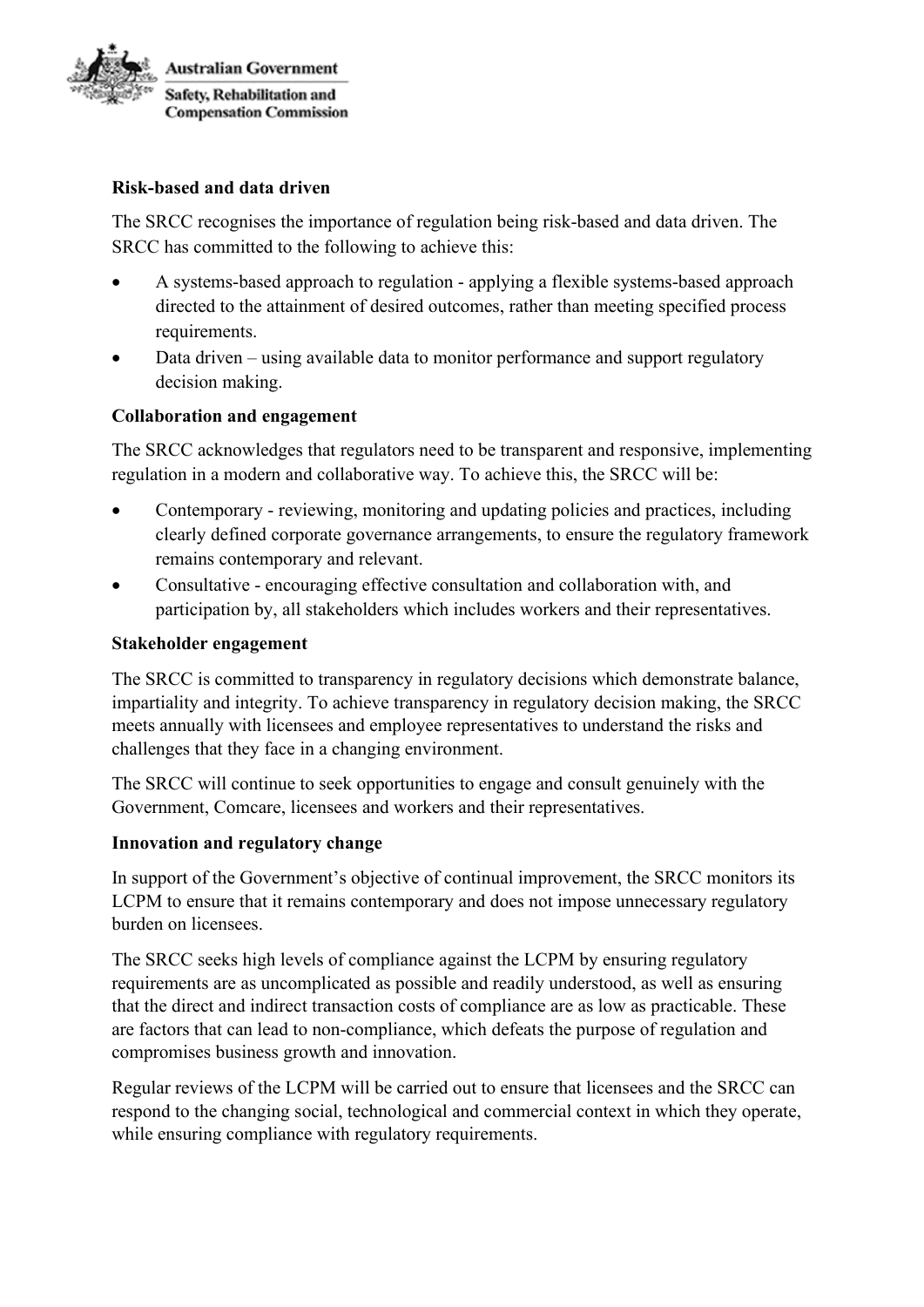**Risk-based and data driven**

The SRCC recognises the importance of regulation being risk-based and data driven. The SRCC has committed to the following to achieve this:

- A systems-based approach to regulation - applying a flexible systems-based approach directed to the attainment of desired outcomes, rather than meeting specified process requirements.
- Data driven – using available data to monitor performance and support regulatory decision making.

**Collaboration and engagement**

The SRCC acknowledges that regulators need to be transparent and responsive, implementing regulation in a modern and collaborative way. To achieve this, the SRCC will be:

- Contemporary - reviewing, monitoring and updating policies and practices, including clearly defined corporate governance arrangements, to ensure the regulatory framework remains contemporary and relevant.
- Consultative - encouraging effective consultation and collaboration with, and participation by, all stakeholders which includes workers and their representatives.

**Stakeholder engagement**

The SRCC is committed to transparency in regulatory decisions which demonstrate balance, impartiality and integrity. To achieve transparency in regulatory decision making, the SRCC meets annually with licensees and employee representatives to understand the risks and challenges that they face in a changing environment.

The SRCC will continue to seek opportunities to engage and consult genuinely with the Government, Comcare, licensees and workers and their representatives.

**Innovation and regulatory change**

In support of the Government's objective of continual improvement, the SRCC monitors its LCPM to ensure that it remains contemporary and does not impose unnecessary regulatory burden on licensees.

The SRCC seeks high levels of compliance against the LCPM by ensuring regulatory requirements are as uncomplicated as possible and readily understood, as well as ensuring that the direct and indirect transaction costs of compliance are as low as practicable. These are factors that can lead to non-compliance, which defeats the purpose of regulation and compromises business growth and innovation.

Regular reviews of the LCPM will be carried out to ensure that licensees and the SRCC can respond to the changing social, technological and commercial context in which they operate, while ensuring compliance with regulatory requirements.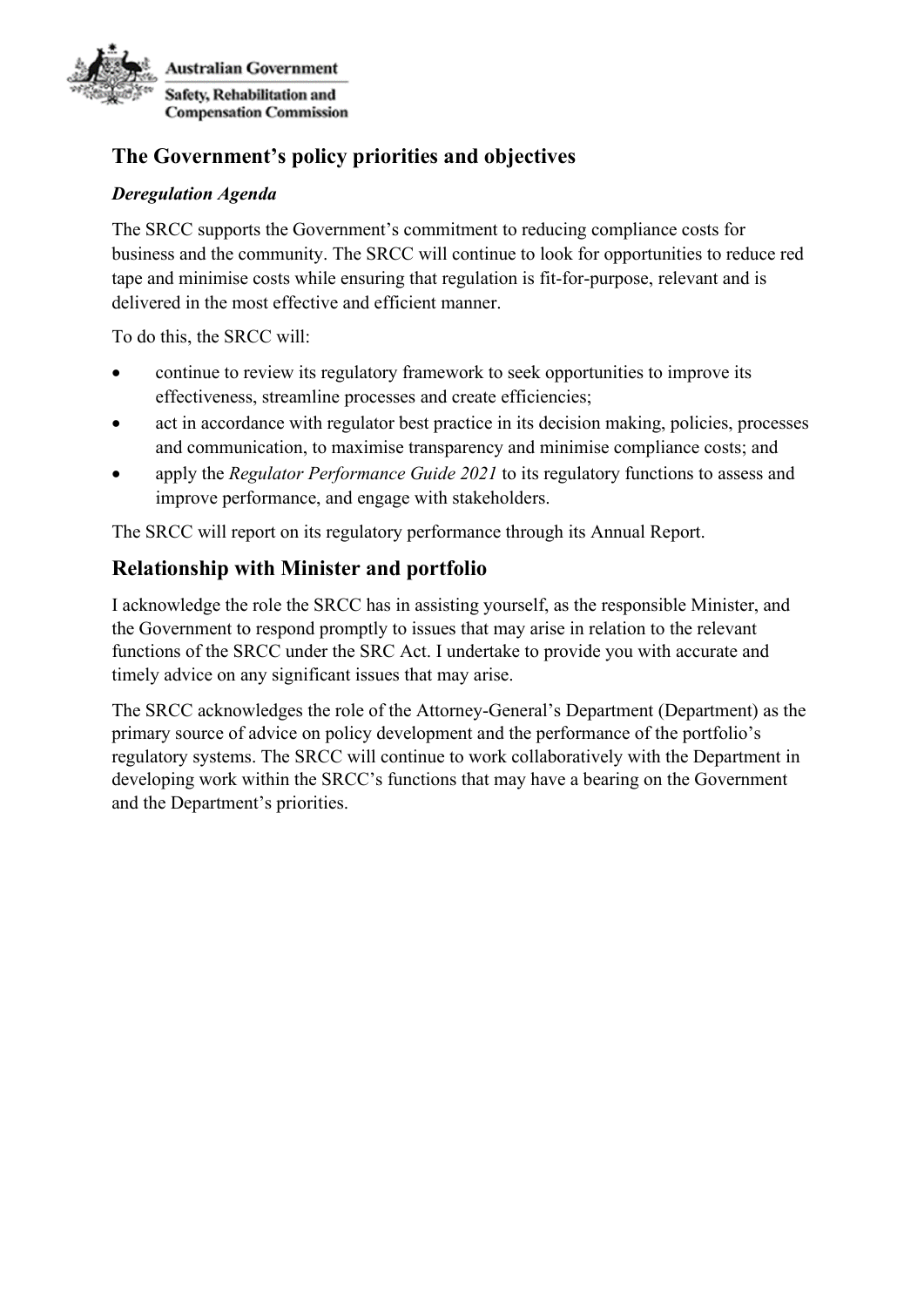## The Government's policy priorities and objectives

***Deregulation Agenda***

The SRCC supports the Government's commitment to reducing compliance costs for business and the community. The SRCC will continue to look for opportunities to reduce red tape and minimise costs while ensuring that regulation is fit-for-purpose, relevant and is delivered in the most effective and efficient manner.

To do this, the SRCC will:

- continue to review its regulatory framework to seek opportunities to improve its effectiveness, streamline processes and create efficiencies;
- act in accordance with regulator best practice in its decision making, policies, processes and communication, to maximise transparency and minimise compliance costs; and
- apply the *Regulator Performance Guide 2021* to its regulatory functions to assess and improve performance, and engage with stakeholders.

The SRCC will report on its regulatory performance through its Annual Report.

## Relationship with Minister and portfolio

I acknowledge the role the SRCC has in assisting yourself, as the responsible Minister, and the Government to respond promptly to issues that may arise in relation to the relevant functions of the SRCC under the SRC Act. I undertake to provide you with accurate and timely advice on any significant issues that may arise.

The SRCC acknowledges the role of the Attorney-General's Department (Department) as the primary source of advice on policy development and the performance of the portfolio's regulatory systems. The SRCC will continue to work collaboratively with the Department in developing work within the SRCC's functions that may have a bearing on the Government and the Department's priorities.